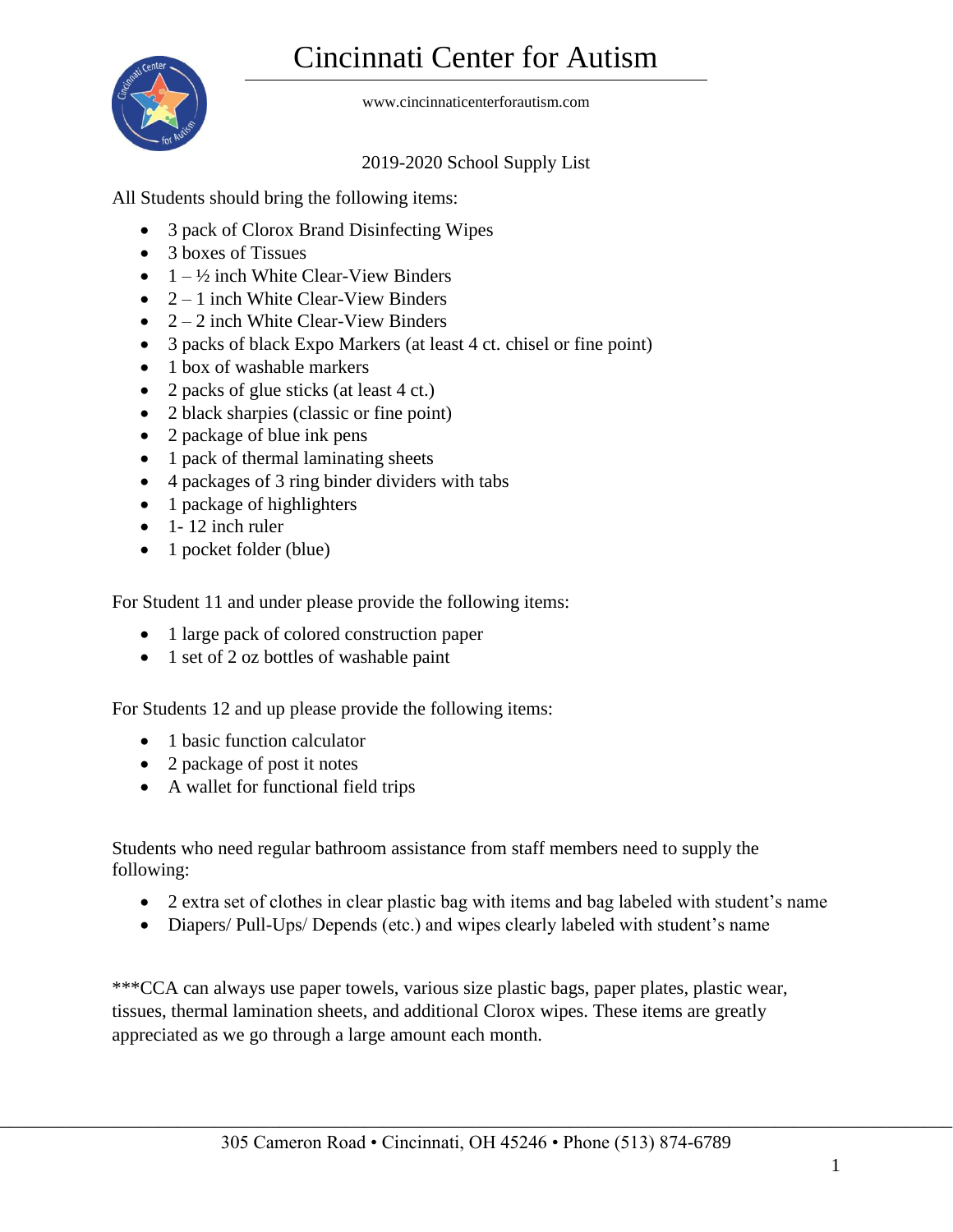# Cincinnati Center for Autism

www.cincinnaticenterforautism.com

2019-2020 School Supply List

All Students should bring the following items:

- 3 pack of Clorox Brand Disinfecting Wipes
- 3 boxes of Tissues
- 1 – ½ inch White Clear-View Binders
- 2 – 1 inch White Clear-View Binders
- 2 – 2 inch White Clear-View Binders
- 3 packs of black Expo Markers (at least 4 ct. chisel or fine point)
- 1 box of washable markers
- 2 packs of glue sticks (at least 4 ct.)
- 2 black sharpies (classic or fine point)
- 2 package of blue ink pens
- 1 pack of thermal laminating sheets
- 4 packages of 3 ring binder dividers with tabs
- 1 package of highlighters
- 1- 12 inch ruler
- 1 pocket folder (blue)

For Student 11 and under please provide the following items:

- 1 large pack of colored construction paper
- 1 set of 2 oz bottles of washable paint

For Students 12 and up please provide the following items:

- 1 basic function calculator
- 2 package of post it notes
- A wallet for functional field trips

Students who need regular bathroom assistance from staff members need to supply the following:

- 2 extra set of clothes in clear plastic bag with items and bag labeled with student's name
- Diapers/ Pull-Ups/ Depends (etc.) and wipes clearly labeled with student's name

***CCA can always use paper towels, various size plastic bags, paper plates, plastic wear, tissues, thermal lamination sheets, and additional Clorox wipes. These items are greatly appreciated as we go through a large amount each month.

305 Cameron Road • Cincinnati, OH 45246 • Phone (513) 874-6789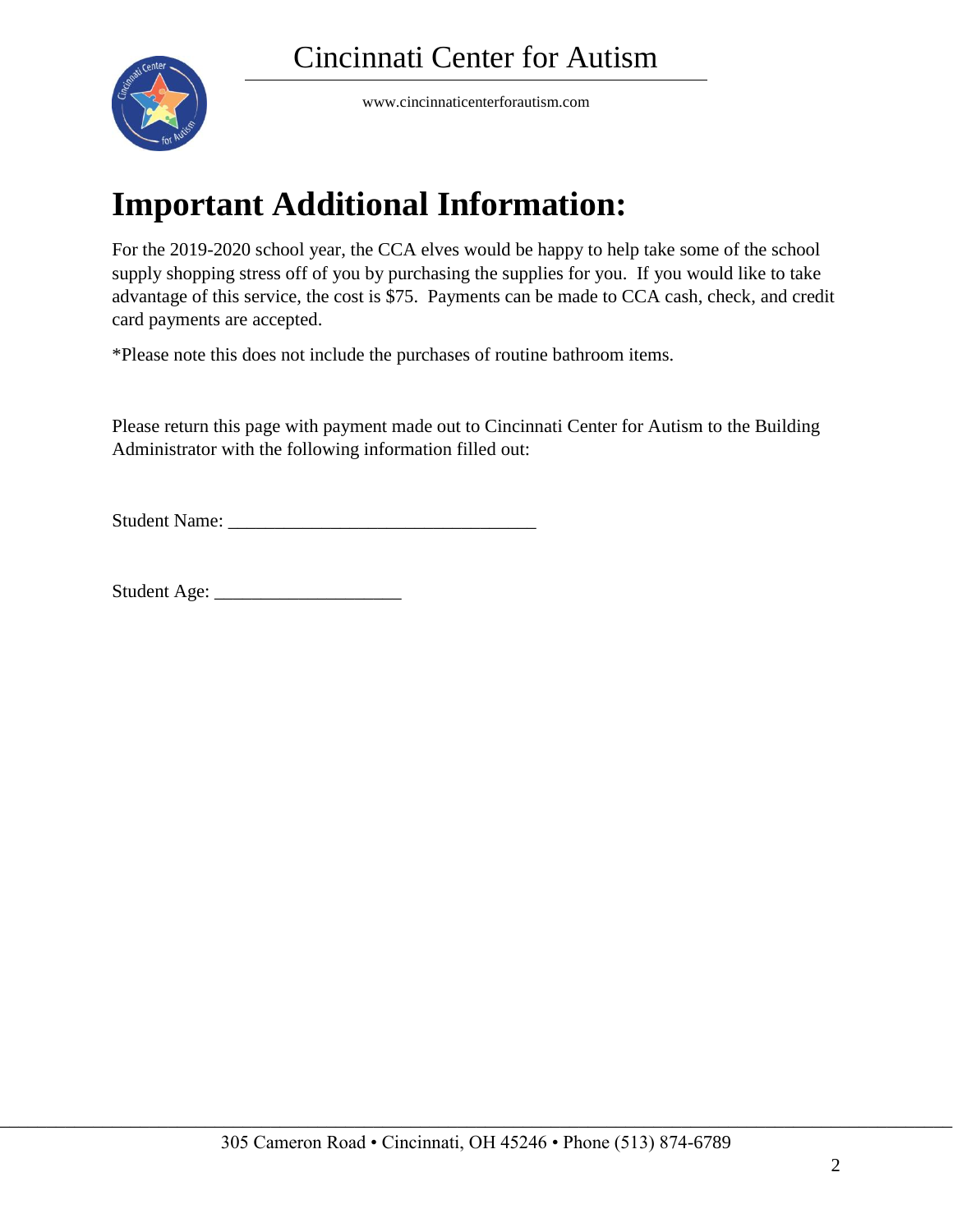# Cincinnati Center for Autism

www.cincinnaticenterforautism.com

# Important Additional Information:

For the 2019-2020 school year, the CCA elves would be happy to help take some of the school supply shopping stress off of you by purchasing the supplies for you. If you would like to take advantage of this service, the cost is $75. Payments can be made to CCA cash, check, and credit card payments are accepted.

*Please note this does not include the purchases of routine bathroom items.

Please return this page with payment made out to Cincinnati Center for Autism to the Building Administrator with the following information filled out:

Student Name: _________________________________

Student Age: ____________________

305 Cameron Road • Cincinnati, OH 45246 • Phone (513) 874-6789